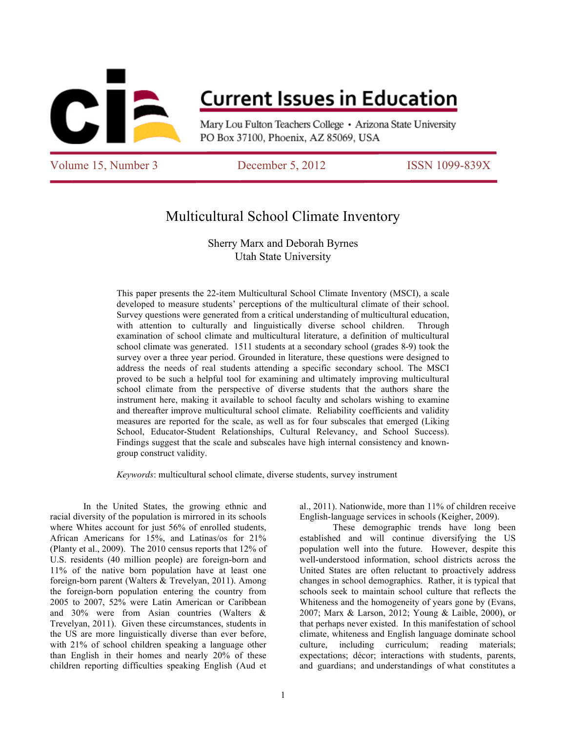# Multicultural School Climate Inventory

Sherry Marx and Deborah Byrnes
Utah State University

This paper presents the 22-item Multicultural School Climate Inventory (MSCI), a scale developed to measure students' perceptions of the multicultural climate of their school. Survey questions were generated from a critical understanding of multicultural education, with attention to culturally and linguistically diverse school children. Through examination of school climate and multicultural literature, a definition of multicultural school climate was generated. 1511 students at a secondary school (grades 8-9) took the survey over a three year period. Grounded in literature, these questions were designed to address the needs of real students attending a specific secondary school. The MSCI proved to be such a helpful tool for examining and ultimately improving multicultural school climate from the perspective of diverse students that the authors share the instrument here, making it available to school faculty and scholars wishing to examine and thereafter improve multicultural school climate. Reliability coefficients and validity measures are reported for the scale, as well as for four subscales that emerged (Liking School, Educator-Student Relationships, Cultural Relevancy, and School Success). Findings suggest that the scale and subscales have high internal consistency and known-group construct validity.

*Keywords*: multicultural school climate, diverse students, survey instrument

In the United States, the growing ethnic and racial diversity of the population is mirrored in its schools where Whites account for just 56% of enrolled students, African Americans for 15%, and Latinas/os for 21% (Planty et al., 2009). The 2010 census reports that 12% of U.S. residents (40 million people) are foreign-born and 11% of the native born population have at least one foreign-born parent (Walters & Trevelyan, 2011). Among the foreign-born population entering the country from 2005 to 2007, 52% were Latin American or Caribbean and 30% were from Asian countries (Walters & Trevelyan, 2011). Given these circumstances, students in the US are more linguistically diverse than ever before, with 21% of school children speaking a language other than English in their homes and nearly 20% of these children reporting difficulties speaking English (Aud et al., 2011). Nationwide, more than 11% of children receive English-language services in schools (Keigher, 2009).

These demographic trends have long been established and will continue diversifying the US population well into the future. However, despite this well-understood information, school districts across the United States are often reluctant to proactively address changes in school demographics. Rather, it is typical that schools seek to maintain school culture that reflects the Whiteness and the homogeneity of years gone by (Evans, 2007; Marx & Larson, 2012; Young & Laible, 2000), or that perhaps never existed. In this manifestation of school climate, whiteness and English language dominate school culture, including curriculum; reading materials; expectations; décor; interactions with students, parents, and guardians; and understandings of what constitutes a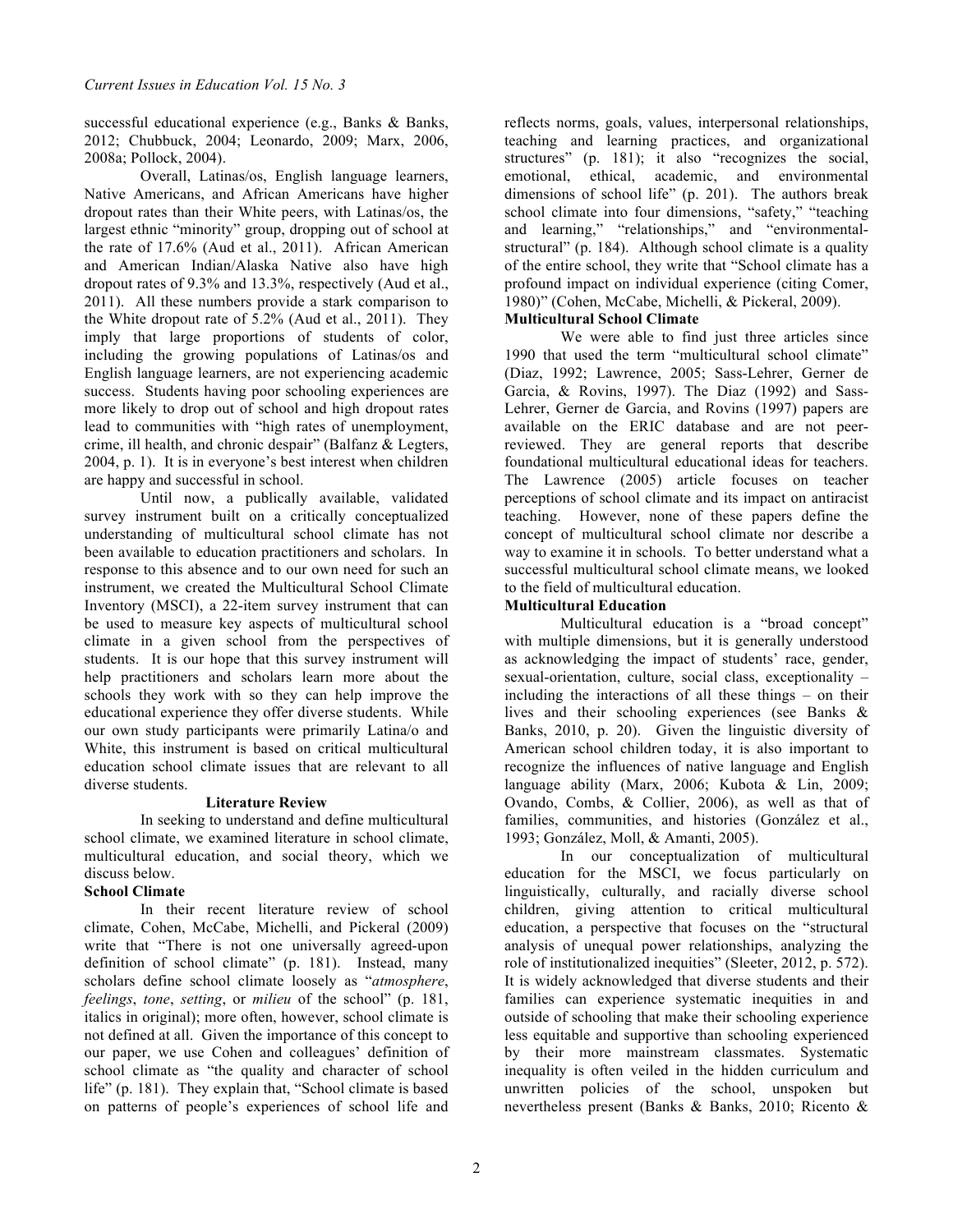successful educational experience (e.g., Banks & Banks, 2012; Chubbuck, 2004; Leonardo, 2009; Marx, 2006, 2008a; Pollock, 2004).

Overall, Latinas/os, English language learners, Native Americans, and African Americans have higher dropout rates than their White peers, with Latinas/os, the largest ethnic "minority" group, dropping out of school at the rate of 17.6% (Aud et al., 2011). African American and American Indian/Alaska Native also have high dropout rates of 9.3% and 13.3%, respectively (Aud et al., 2011). All these numbers provide a stark comparison to the White dropout rate of 5.2% (Aud et al., 2011). They imply that large proportions of students of color, including the growing populations of Latinas/os and English language learners, are not experiencing academic success. Students having poor schooling experiences are more likely to drop out of school and high dropout rates lead to communities with "high rates of unemployment, crime, ill health, and chronic despair" (Balfanz & Legters, 2004, p. 1). It is in everyone's best interest when children are happy and successful in school.

Until now, a publically available, validated survey instrument built on a critically conceptualized understanding of multicultural school climate has not been available to education practitioners and scholars. In response to this absence and to our own need for such an instrument, we created the Multicultural School Climate Inventory (MSCI), a 22-item survey instrument that can be used to measure key aspects of multicultural school climate in a given school from the perspectives of students. It is our hope that this survey instrument will help practitioners and scholars learn more about the schools they work with so they can help improve the educational experience they offer diverse students. While our own study participants were primarily Latina/o and White, this instrument is based on critical multicultural education school climate issues that are relevant to all diverse students.

## Literature Review

In seeking to understand and define multicultural school climate, we examined literature in school climate, multicultural education, and social theory, which we discuss below.

### School Climate

In their recent literature review of school climate, Cohen, McCabe, Michelli, and Pickeral (2009) write that "There is not one universally agreed-upon definition of school climate" (p. 181). Instead, many scholars define school climate loosely as "*atmosphere*, *feelings*, *tone*, *setting*, or *milieu* of the school" (p. 181, italics in original); more often, however, school climate is not defined at all. Given the importance of this concept to our paper, we use Cohen and colleagues' definition of school climate as "the quality and character of school life" (p. 181). They explain that, "School climate is based on patterns of people's experiences of school life and reflects norms, goals, values, interpersonal relationships, teaching and learning practices, and organizational structures" (p. 181); it also "recognizes the social, emotional, ethical, academic, and environmental dimensions of school life" (p. 201). The authors break school climate into four dimensions, "safety," "teaching and learning," "relationships," and "environmental-structural" (p. 184). Although school climate is a quality of the entire school, they write that "School climate has a profound impact on individual experience (citing Comer, 1980)" (Cohen, McCabe, Michelli, & Pickeral, 2009).

### Multicultural School Climate

We were able to find just three articles since 1990 that used the term "multicultural school climate" (Diaz, 1992; Lawrence, 2005; Sass-Lehrer, Gerner de Garcia, & Rovins, 1997). The Diaz (1992) and Sass-Lehrer, Gerner de Garcia, and Rovins (1997) papers are available on the ERIC database and are not peer-reviewed. They are general reports that describe foundational multicultural educational ideas for teachers. The Lawrence (2005) article focuses on teacher perceptions of school climate and its impact on antiracist teaching. However, none of these papers define the concept of multicultural school climate nor describe a way to examine it in schools. To better understand what a successful multicultural school climate means, we looked to the field of multicultural education.

### Multicultural Education

Multicultural education is a "broad concept" with multiple dimensions, but it is generally understood as acknowledging the impact of students' race, gender, sexual-orientation, culture, social class, exceptionality – including the interactions of all these things – on their lives and their schooling experiences (see Banks & Banks, 2010, p. 20). Given the linguistic diversity of American school children today, it is also important to recognize the influences of native language and English language ability (Marx, 2006; Kubota & Lin, 2009; Ovando, Combs, & Collier, 2006), as well as that of families, communities, and histories (González et al., 1993; González, Moll, & Amanti, 2005).

In our conceptualization of multicultural education for the MSCI, we focus particularly on linguistically, culturally, and racially diverse school children, giving attention to critical multicultural education, a perspective that focuses on the "structural analysis of unequal power relationships, analyzing the role of institutionalized inequities" (Sleeter, 2012, p. 572). It is widely acknowledged that diverse students and their families can experience systematic inequities in and outside of schooling that make their schooling experience less equitable and supportive than schooling experienced by their more mainstream classmates. Systematic inequality is often veiled in the hidden curriculum and unwritten policies of the school, unspoken but nevertheless present (Banks & Banks, 2010; Ricento &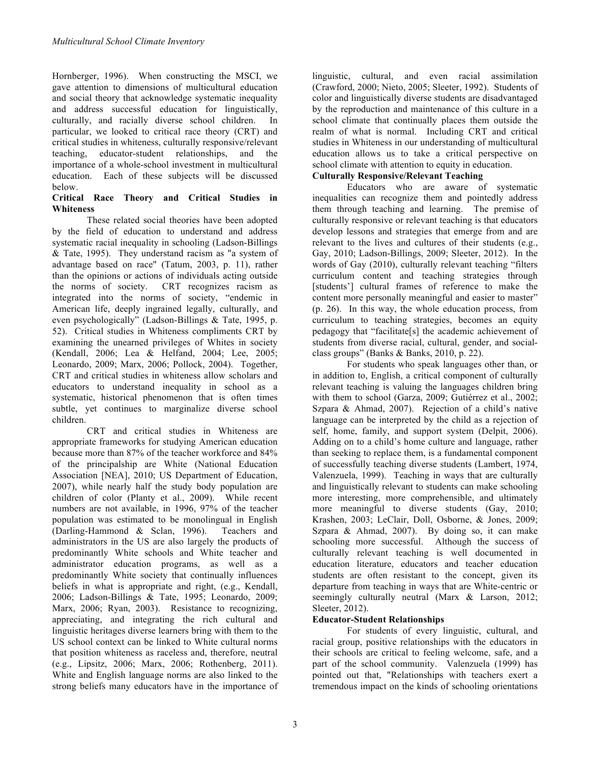Hornberger, 1996). When constructing the MSCI, we gave attention to dimensions of multicultural education and social theory that acknowledge systematic inequality and address successful education for linguistically, culturally, and racially diverse school children. In particular, we looked to critical race theory (CRT) and critical studies in whiteness, culturally responsive/relevant teaching, educator-student relationships, and the importance of a whole-school investment in multicultural education. Each of these subjects will be discussed below.

**Critical Race Theory and Critical Studies in Whiteness**

These related social theories have been adopted by the field of education to understand and address systematic racial inequality in schooling (Ladson-Billings & Tate, 1995). They understand racism as "a system of advantage based on race" (Tatum, 2003, p. 11), rather than the opinions or actions of individuals acting outside the norms of society. CRT recognizes racism as integrated into the norms of society, "endemic in American life, deeply ingrained legally, culturally, and even psychologically" (Ladson-Billings & Tate, 1995, p. 52). Critical studies in Whiteness compliments CRT by examining the unearned privileges of Whites in society (Kendall, 2006; Lea & Helfand, 2004; Lee, 2005; Leonardo, 2009; Marx, 2006; Pollock, 2004). Together, CRT and critical studies in whiteness allow scholars and educators to understand inequality in school as a systematic, historical phenomenon that is often times subtle, yet continues to marginalize diverse school children.

CRT and critical studies in Whiteness are appropriate frameworks for studying American education because more than 87% of the teacher workforce and 84% of the principalship are White (National Education Association [NEA], 2010; US Department of Education, 2007), while nearly half the study body population are children of color (Planty et al., 2009). While recent numbers are not available, in 1996, 97% of the teacher population was estimated to be monolingual in English (Darling-Hammond & Sclan, 1996). Teachers and administrators in the US are also largely the products of predominantly White schools and White teacher and administrator education programs, as well as a predominantly White society that continually influences beliefs in what is appropriate and right, (e.g., Kendall, 2006; Ladson-Billings & Tate, 1995; Leonardo, 2009; Marx, 2006; Ryan, 2003). Resistance to recognizing, appreciating, and integrating the rich cultural and linguistic heritages diverse learners bring with them to the US school context can be linked to White cultural norms that position whiteness as raceless and, therefore, neutral (e.g., Lipsitz, 2006; Marx, 2006; Rothenberg, 2011). White and English language norms are also linked to the strong beliefs many educators have in the importance of linguistic, cultural, and even racial assimilation (Crawford, 2000; Nieto, 2005; Sleeter, 1992). Students of color and linguistically diverse students are disadvantaged by the reproduction and maintenance of this culture in a school climate that continually places them outside the realm of what is normal. Including CRT and critical studies in Whiteness in our understanding of multicultural education allows us to take a critical perspective on school climate with attention to equity in education.

**Culturally Responsive/Relevant Teaching**

Educators who are aware of systematic inequalities can recognize them and pointedly address them through teaching and learning. The premise of culturally responsive or relevant teaching is that educators develop lessons and strategies that emerge from and are relevant to the lives and cultures of their students (e.g., Gay, 2010; Ladson-Billings, 2009; Sleeter, 2012). In the words of Gay (2010), culturally relevant teaching "filters curriculum content and teaching strategies through [students'] cultural frames of reference to make the content more personally meaningful and easier to master" (p. 26). In this way, the whole education process, from curriculum to teaching strategies, becomes an equity pedagogy that "facilitate[s] the academic achievement of students from diverse racial, cultural, gender, and social-class groups" (Banks & Banks, 2010, p. 22).

For students who speak languages other than, or in addition to, English, a critical component of culturally relevant teaching is valuing the languages children bring with them to school (Garza, 2009; Gutiérrez et al., 2002; Szpara & Ahmad, 2007). Rejection of a child's native language can be interpreted by the child as a rejection of self, home, family, and support system (Delpit, 2006). Adding on to a child's home culture and language, rather than seeking to replace them, is a fundamental component of successfully teaching diverse students (Lambert, 1974, Valenzuela, 1999). Teaching in ways that are culturally and linguistically relevant to students can make schooling more interesting, more comprehensible, and ultimately more meaningful to diverse students (Gay, 2010; Krashen, 2003; LeClair, Doll, Osborne, & Jones, 2009; Szpara & Ahmad, 2007). By doing so, it can make schooling more successful. Although the success of culturally relevant teaching is well documented in education literature, educators and teacher education students are often resistant to the concept, given its departure from teaching in ways that are White-centric or seemingly culturally neutral (Marx & Larson, 2012; Sleeter, 2012).

**Educator-Student Relationships**

For students of every linguistic, cultural, and racial group, positive relationships with the educators in their schools are critical to feeling welcome, safe, and a part of the school community. Valenzuela (1999) has pointed out that, "Relationships with teachers exert a tremendous impact on the kinds of schooling orientations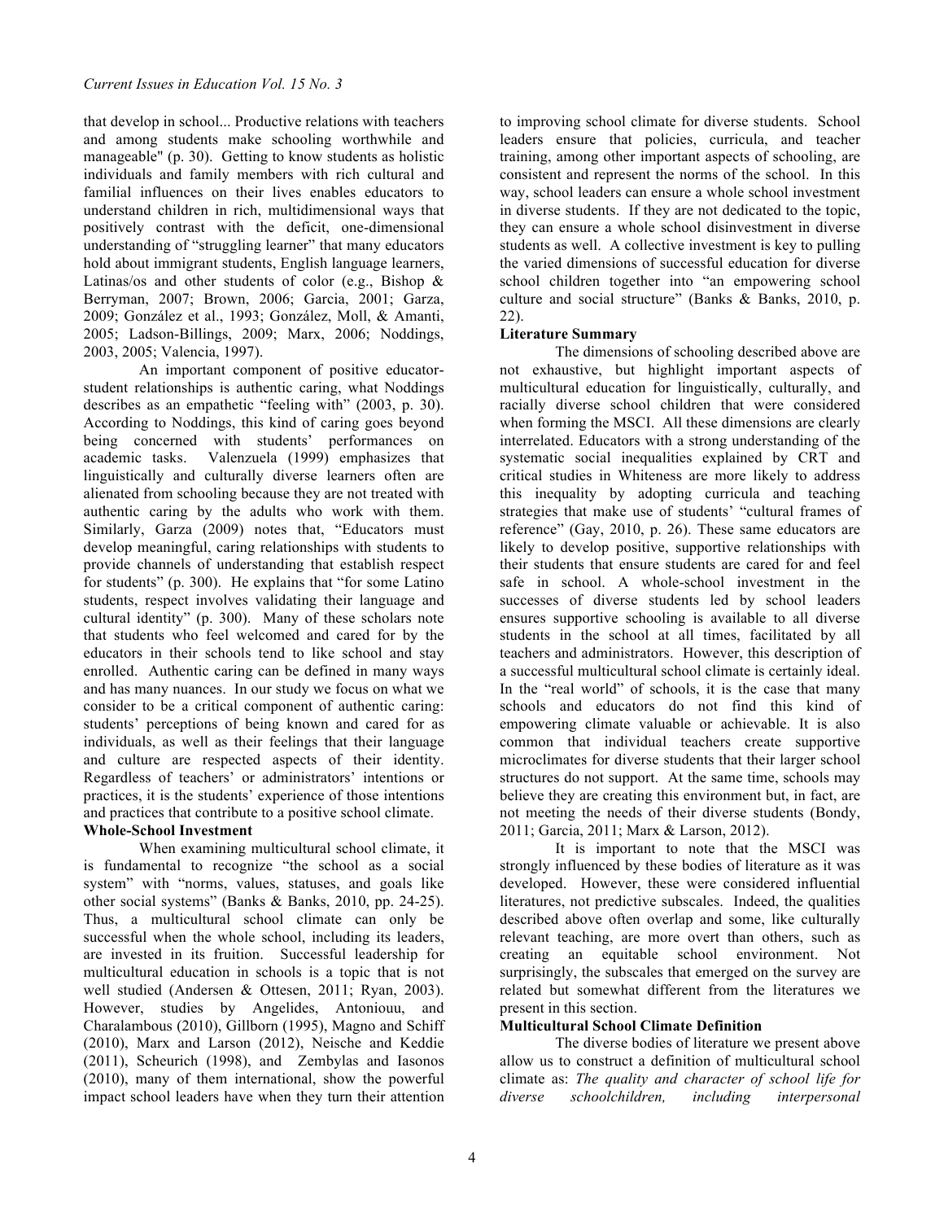that develop in school... Productive relations with teachers and among students make schooling worthwhile and manageable" (p. 30). Getting to know students as holistic individuals and family members with rich cultural and familial influences on their lives enables educators to understand children in rich, multidimensional ways that positively contrast with the deficit, one-dimensional understanding of "struggling learner" that many educators hold about immigrant students, English language learners, Latinas/os and other students of color (e.g., Bishop & Berryman, 2007; Brown, 2006; Garcia, 2001; Garza, 2009; González et al., 1993; González, Moll, & Amanti, 2005; Ladson-Billings, 2009; Marx, 2006; Noddings, 2003, 2005; Valencia, 1997).

An important component of positive educator-student relationships is authentic caring, what Noddings describes as an empathetic "feeling with" (2003, p. 30). According to Noddings, this kind of caring goes beyond being concerned with students' performances on academic tasks. Valenzuela (1999) emphasizes that linguistically and culturally diverse learners often are alienated from schooling because they are not treated with authentic caring by the adults who work with them. Similarly, Garza (2009) notes that, "Educators must develop meaningful, caring relationships with students to provide channels of understanding that establish respect for students" (p. 300). He explains that "for some Latino students, respect involves validating their language and cultural identity" (p. 300). Many of these scholars note that students who feel welcomed and cared for by the educators in their schools tend to like school and stay enrolled. Authentic caring can be defined in many ways and has many nuances. In our study we focus on what we consider to be a critical component of authentic caring: students' perceptions of being known and cared for as individuals, as well as their feelings that their language and culture are respected aspects of their identity. Regardless of teachers' or administrators' intentions or practices, it is the students' experience of those intentions and practices that contribute to a positive school climate.

**Whole-School Investment**

When examining multicultural school climate, it is fundamental to recognize "the school as a social system" with "norms, values, statuses, and goals like other social systems" (Banks & Banks, 2010, pp. 24-25). Thus, a multicultural school climate can only be successful when the whole school, including its leaders, are invested in its fruition. Successful leadership for multicultural education in schools is a topic that is not well studied (Andersen & Ottesen, 2011; Ryan, 2003). However, studies by Angelides, Antonioun, and Charalambous (2010), Gillborn (1995), Magno and Schiff (2010), Marx and Larson (2012), Neische and Keddie (2011), Scheurich (1998), and Zembylas and Iasonos (2010), many of them international, show the powerful impact school leaders have when they turn their attention to improving school climate for diverse students. School leaders ensure that policies, curricula, and teacher training, among other important aspects of schooling, are consistent and represent the norms of the school. In this way, school leaders can ensure a whole school investment in diverse students. If they are not dedicated to the topic, they can ensure a whole school disinvestment in diverse students as well. A collective investment is key to pulling the varied dimensions of successful education for diverse school children together into "an empowering school culture and social structure" (Banks & Banks, 2010, p. 22).

**Literature Summary**

The dimensions of schooling described above are not exhaustive, but highlight important aspects of multicultural education for linguistically, culturally, and racially diverse school children that were considered when forming the MSCI. All these dimensions are clearly interrelated. Educators with a strong understanding of the systematic social inequalities explained by CRT and critical studies in Whiteness are more likely to address this inequality by adopting curricula and teaching strategies that make use of students' "cultural frames of reference" (Gay, 2010, p. 26). These same educators are likely to develop positive, supportive relationships with their students that ensure students are cared for and feel safe in school. A whole-school investment in the successes of diverse students led by school leaders ensures supportive schooling is available to all diverse students in the school at all times, facilitated by all teachers and administrators. However, this description of a successful multicultural school climate is certainly ideal. In the "real world" of schools, it is the case that many schools and educators do not find this kind of empowering climate valuable or achievable. It is also common that individual teachers create supportive microclimates for diverse students that their larger school structures do not support. At the same time, schools may believe they are creating this environment but, in fact, are not meeting the needs of their diverse students (Bondy, 2011; Garcia, 2011; Marx & Larson, 2012).

It is important to note that the MSCI was strongly influenced by these bodies of literature as it was developed. However, these were considered influential literatures, not predictive subscales. Indeed, the qualities described above often overlap and some, like culturally relevant teaching, are more overt than others, such as creating an equitable school environment. Not surprisingly, the subscales that emerged on the survey are related but somewhat different from the literatures we present in this section.

**Multicultural School Climate Definition**

The diverse bodies of literature we present above allow us to construct a definition of multicultural school climate as: *The quality and character of school life for diverse schoolchildren, including interpersonal*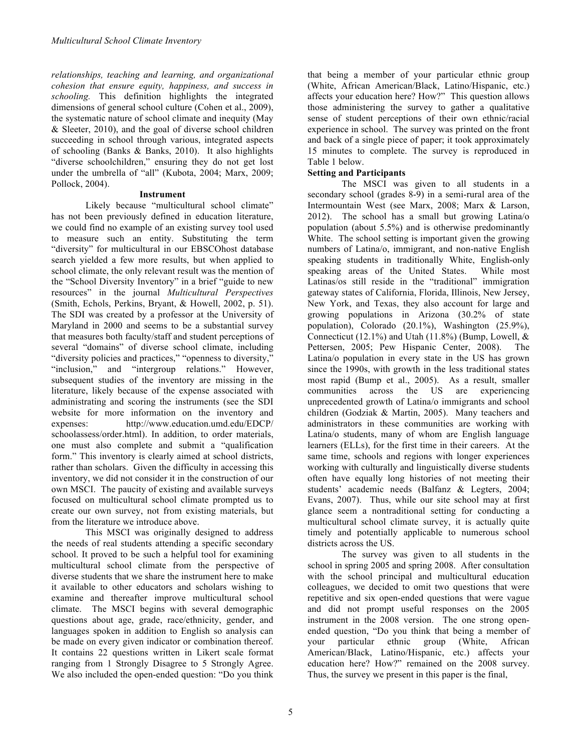*relationships, teaching and learning, and organizational cohesion that ensure equity, happiness, and success in schooling.* This definition highlights the integrated dimensions of general school culture (Cohen et al., 2009), the systematic nature of school climate and inequity (May & Sleeter, 2010), and the goal of diverse school children succeeding in school through various, integrated aspects of schooling (Banks & Banks, 2010). It also highlights "diverse schoolchildren," ensuring they do not get lost under the umbrella of "all" (Kubota, 2004; Marx, 2009; Pollock, 2004).

## Instrument

Likely because "multicultural school climate" has not been previously defined in education literature, we could find no example of an existing survey tool used to measure such an entity. Substituting the term "diversity" for multicultural in our EBSCOhost database search yielded a few more results, but when applied to school climate, the only relevant result was the mention of the "School Diversity Inventory" in a brief "guide to new resources" in the journal *Multicultural Perspectives* (Smith, Echols, Perkins, Bryant, & Howell, 2002, p. 51). The SDI was created by a professor at the University of Maryland in 2000 and seems to be a substantial survey that measures both faculty/staff and student perceptions of several "domains" of diverse school climate, including "diversity policies and practices," "openness to diversity," "inclusion," and "intergroup relations." However, subsequent studies of the inventory are missing in the literature, likely because of the expense associated with administrating and scoring the instruments (see the SDI website for more information on the inventory and expenses: http://www.education.umd.edu/EDCP/schoolassess/order.html). In addition, to order materials, one must also complete and submit a "qualification form." This inventory is clearly aimed at school districts, rather than scholars. Given the difficulty in accessing this inventory, we did not consider it in the construction of our own MSCI. The paucity of existing and available surveys focused on multicultural school climate prompted us to create our own survey, not from existing materials, but from the literature we introduce above.

This MSCI was originally designed to address the needs of real students attending a specific secondary school. It proved to be such a helpful tool for examining multicultural school climate from the perspective of diverse students that we share the instrument here to make it available to other educators and scholars wishing to examine and thereafter improve multicultural school climate. The MSCI begins with several demographic questions about age, grade, race/ethnicity, gender, and languages spoken in addition to English so analysis can be made on every given indicator or combination thereof. It contains 22 questions written in Likert scale format ranging from 1 Strongly Disagree to 5 Strongly Agree. We also included the open-ended question: "Do you think that being a member of your particular ethnic group (White, African American/Black, Latino/Hispanic, etc.) affects your education here? How?" This question allows those administering the survey to gather a qualitative sense of student perceptions of their own ethnic/racial experience in school. The survey was printed on the front and back of a single piece of paper; it took approximately 15 minutes to complete. The survey is reproduced in Table 1 below.

## Setting and Participants

The MSCI was given to all students in a secondary school (grades 8-9) in a semi-rural area of the Intermountain West (see Marx, 2008; Marx & Larson, 2012). The school has a small but growing Latina/o population (about 5.5%) and is otherwise predominantly White. The school setting is important given the growing numbers of Latina/o, immigrant, and non-native English speaking students in traditionally White, English-only speaking areas of the United States. While most Latinas/os still reside in the "traditional" immigration gateway states of California, Florida, Illinois, New Jersey, New York, and Texas, they also account for large and growing populations in Arizona (30.2% of state population), Colorado (20.1%), Washington (25.9%), Connecticut (12.1%) and Utah (11.8%) (Bump, Lowell, & Pettersen, 2005; Pew Hispanic Center, 2008). The Latina/o population in every state in the US has grown since the 1990s, with growth in the less traditional states most rapid (Bump et al., 2005). As a result, smaller communities across the US are experiencing unprecedented growth of Latina/o immigrants and school children (Godziak & Martin, 2005). Many teachers and administrators in these communities are working with Latina/o students, many of whom are English language learners (ELLs), for the first time in their careers. At the same time, schools and regions with longer experiences working with culturally and linguistically diverse students often have equally long histories of not meeting their students' academic needs (Balfanz & Legters, 2004; Evans, 2007). Thus, while our site school may at first glance seem a nontraditional setting for conducting a multicultural school climate survey, it is actually quite timely and potentially applicable to numerous school districts across the US.

The survey was given to all students in the school in spring 2005 and spring 2008. After consultation with the school principal and multicultural education colleagues, we decided to omit two questions that were repetitive and six open-ended questions that were vague and did not prompt useful responses on the 2005 instrument in the 2008 version. The one strong open-ended question, "Do you think that being a member of your particular ethnic group (White, African American/Black, Latino/Hispanic, etc.) affects your education here? How?" remained on the 2008 survey. Thus, the survey we present in this paper is the final,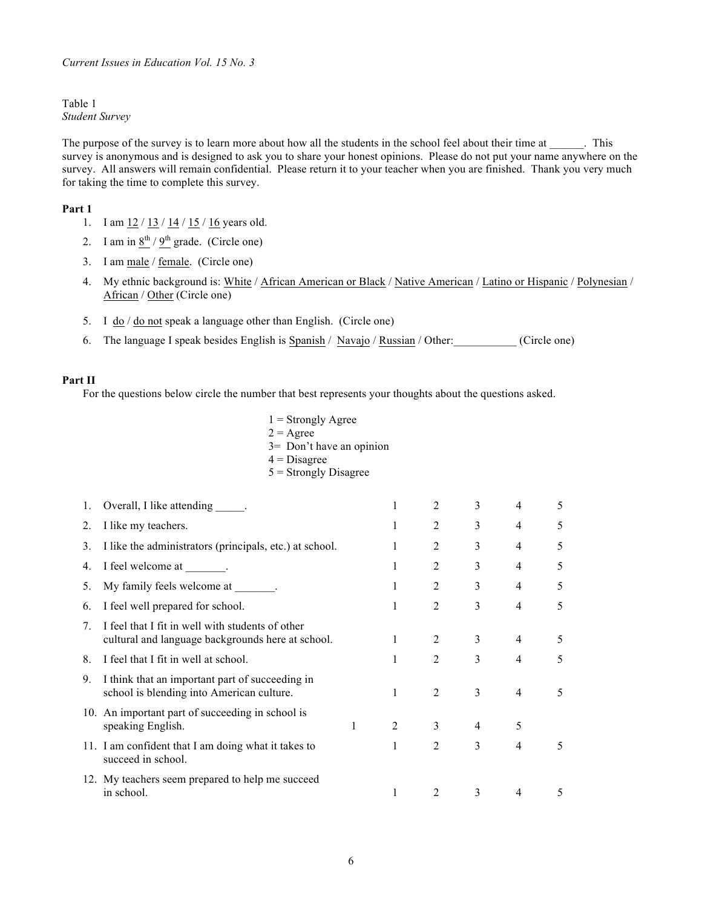Table 1
*Student Survey*

The purpose of the survey is to learn more about how all the students in the school feel about their time at ______. This survey is anonymous and is designed to ask you to share your honest opinions. Please do not put your name anywhere on the survey. All answers will remain confidential. Please return it to your teacher when you are finished. Thank you very much for taking the time to complete this survey.

**Part 1**

1. I am 12 / 13 / 14 / 15 / 16 years old.
2. I am in 8th / 9th grade. (Circle one)
3. I am male / female. (Circle one)
4. My ethnic background is: White / African American or Black / Native American / Latino or Hispanic / Polynesian / African / Other (Circle one)
5. I do / do not speak a language other than English. (Circle one)
6. The language I speak besides English is Spanish / Navajo / Russian / Other:___________ (Circle one)

**Part II**

For the questions below circle the number that best represents your thoughts about the questions asked.

1 = Strongly Agree
2 = Agree
3= Don't have an opinion
4 = Disagree
5 = Strongly Disagree

| | | | | | | |
|---|---|---|---|---|---|---|
| 1. | Overall, I like attending _____. | 1 | 2 | 3 | 4 | 5 |
| 2. | I like my teachers. | 1 | 2 | 3 | 4 | 5 |
| 3. | I like the administrators (principals, etc.) at school. | 1 | 2 | 3 | 4 | 5 |
| 4. | I feel welcome at _______. | 1 | 2 | 3 | 4 | 5 |
| 5. | My family feels welcome at _______. | 1 | 2 | 3 | 4 | 5 |
| 6. | I feel well prepared for school. | 1 | 2 | 3 | 4 | 5 |
| 7. | I feel that I fit in well with students of other cultural and language backgrounds here at school. | 1 | 2 | 3 | 4 | 5 |
| 8. | I feel that I fit in well at school. | 1 | 2 | 3 | 4 | 5 |
| 9. | I think that an important part of succeeding in school is blending into American culture. | 1 | 2 | 3 | 4 | 5 |
| 10. | An important part of succeeding in school is speaking English. | 1 | 2 | 3 | 4 | 5 |
| 11. | I am confident that I am doing what it takes to succeed in school. | 1 | 2 | 3 | 4 | 5 |
| 12. | My teachers seem prepared to help me succeed in school. | 1 | 2 | 3 | 4 | 5 |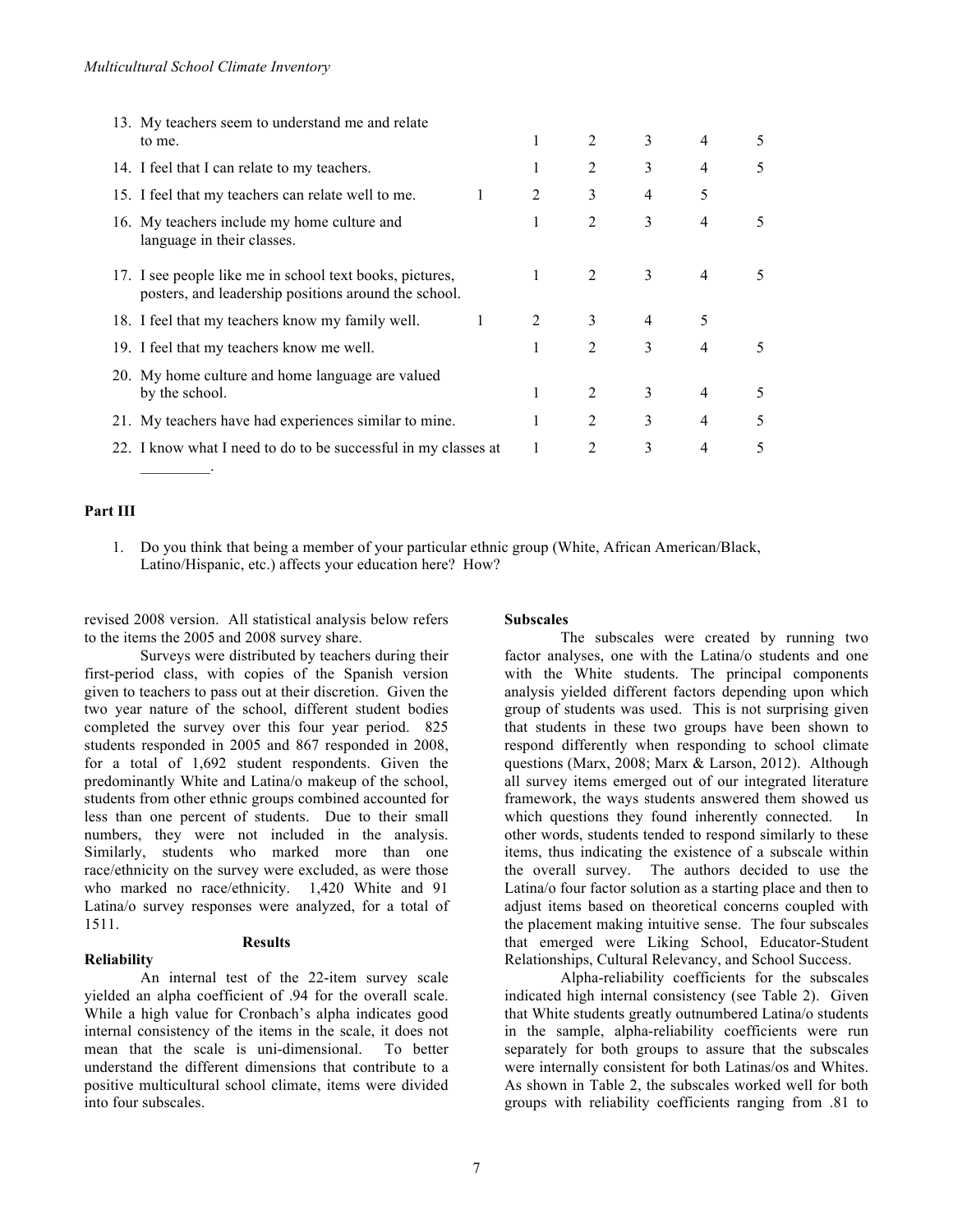13. My teachers seem to understand me and relate to me. 1 2 3 4 5
14. I feel that I can relate to my teachers. 1 2 3 4 5
15. I feel that my teachers can relate well to me. 1 2 3 4 5
16. My teachers include my home culture and language in their classes. 1 2 3 4 5
17. I see people like me in school text books, pictures, posters, and leadership positions around the school. 1 2 3 4 5
18. I feel that my teachers know my family well. 1 2 3 4 5
19. I feel that my teachers know me well. 1 2 3 4 5
20. My home culture and home language are valued by the school. 1 2 3 4 5
21. My teachers have had experiences similar to mine. 1 2 3 4 5
22. I know what I need to do to be successful in my classes at _________. 1 2 3 4 5

**Part III**

1. Do you think that being a member of your particular ethnic group (White, African American/Black, Latino/Hispanic, etc.) affects your education here? How?

revised 2008 version. All statistical analysis below refers to the items the 2005 and 2008 survey share.

Surveys were distributed by teachers during their first-period class, with copies of the Spanish version given to teachers to pass out at their discretion. Given the two year nature of the school, different student bodies completed the survey over this four year period. 825 students responded in 2005 and 867 responded in 2008, for a total of 1,692 student respondents. Given the predominantly White and Latina/o makeup of the school, students from other ethnic groups combined accounted for less than one percent of students. Due to their small numbers, they were not included in the analysis. Similarly, students who marked more than one race/ethnicity on the survey were excluded, as were those who marked no race/ethnicity. 1,420 White and 91 Latina/o survey responses were analyzed, for a total of 1511.

## Results

### Reliability

An internal test of the 22-item survey scale yielded an alpha coefficient of .94 for the overall scale. While a high value for Cronbach's alpha indicates good internal consistency of the items in the scale, it does not mean that the scale is uni-dimensional. To better understand the different dimensions that contribute to a positive multicultural school climate, items were divided into four subscales.

### Subscales

The subscales were created by running two factor analyses, one with the Latina/o students and one with the White students. The principal components analysis yielded different factors depending upon which group of students was used. This is not surprising given that students in these two groups have been shown to respond differently when responding to school climate questions (Marx, 2008; Marx & Larson, 2012). Although all survey items emerged out of our integrated literature framework, the ways students answered them showed us which questions they found inherently connected. In other words, students tended to respond similarly to these items, thus indicating the existence of a subscale within the overall survey. The authors decided to use the Latina/o four factor solution as a starting place and then to adjust items based on theoretical concerns coupled with the placement making intuitive sense. The four subscales that emerged were Liking School, Educator-Student Relationships, Cultural Relevancy, and School Success.

Alpha-reliability coefficients for the subscales indicated high internal consistency (see Table 2). Given that White students greatly outnumbered Latina/o students in the sample, alpha-reliability coefficients were run separately for both groups to assure that the subscales were internally consistent for both Latinas/os and Whites. As shown in Table 2, the subscales worked well for both groups with reliability coefficients ranging from .81 to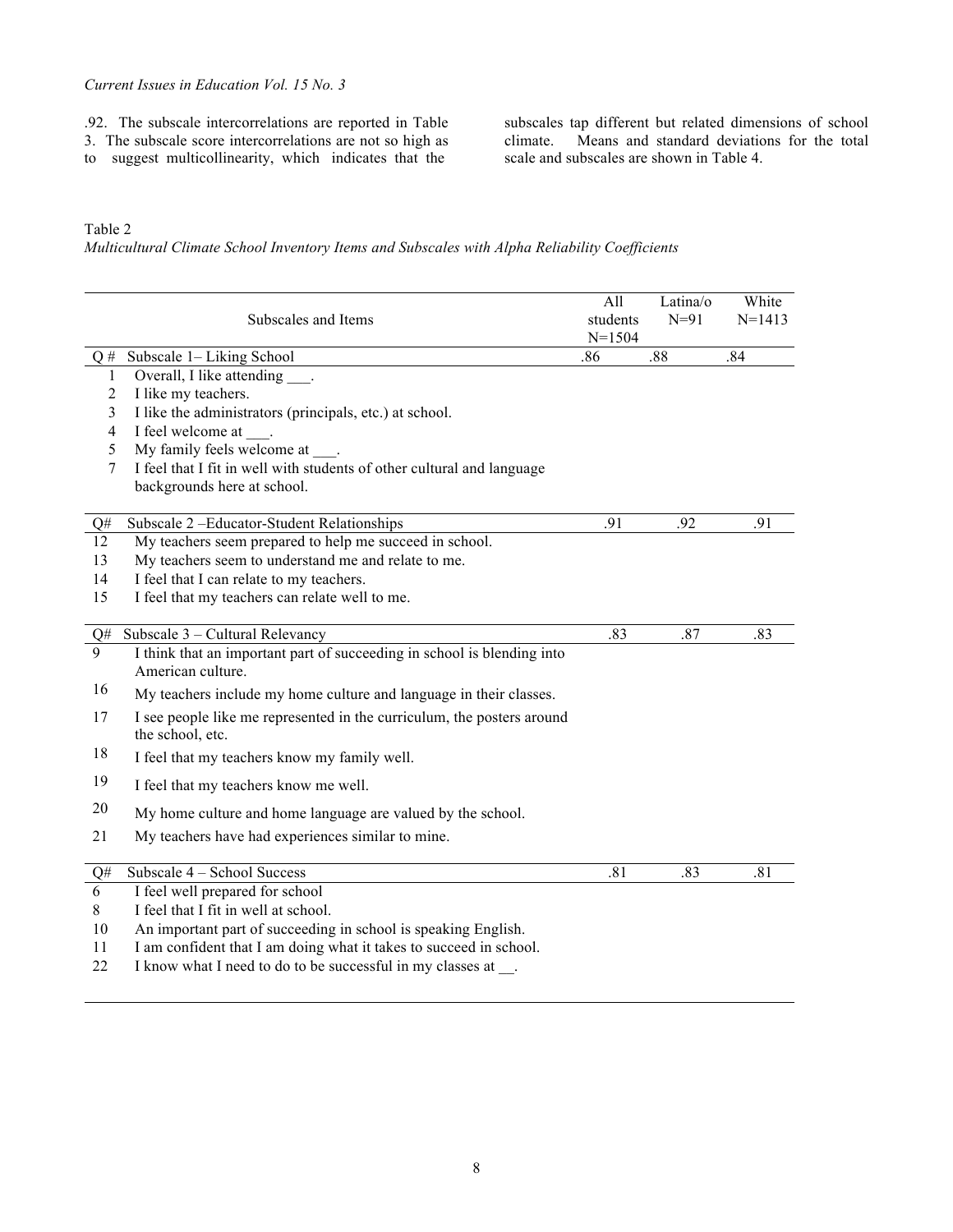.92. The subscale intercorrelations are reported in Table 3. The subscale score intercorrelations are not so high as to suggest multicollinearity, which indicates that the subscales tap different but related dimensions of school climate. Means and standard deviations for the total scale and subscales are shown in Table 4.

Table 2
*Multicultural Climate School Inventory Items and Subscales with Alpha Reliability Coefficients*

| Q # | Subscales and Items | All students N=1504 | Latina/o N=91 | White N=1413 |
|---|---|---|---|---|
| Q # | Subscale 1– Liking School | .86 | .88 | .84 |
| 1 | Overall, I like attending ___. | | | |
| 2 | I like my teachers. | | | |
| 3 | I like the administrators (principals, etc.) at school. | | | |
| 4 | I feel welcome at ___. | | | |
| 5 | My family feels welcome at ___. | | | |
| 7 | I feel that I fit in well with students of other cultural and language backgrounds here at school. | | | |
| Q# | Subscale 2 –Educator-Student Relationships | .91 | .92 | .91 |
| 12 | My teachers seem prepared to help me succeed in school. | | | |
| 13 | My teachers seem to understand me and relate to me. | | | |
| 14 | I feel that I can relate to my teachers. | | | |
| 15 | I feel that my teachers can relate well to me. | | | |
| Q# | Subscale 3 – Cultural Relevancy | .83 | .87 | .83 |
| 9 | I think that an important part of succeeding in school is blending into American culture. | | | |
| 16 | My teachers include my home culture and language in their classes. | | | |
| 17 | I see people like me represented in the curriculum, the posters around the school, etc. | | | |
| 18 | I feel that my teachers know my family well. | | | |
| 19 | I feel that my teachers know me well. | | | |
| 20 | My home culture and home language are valued by the school. | | | |
| 21 | My teachers have had experiences similar to mine. | | | |
| Q# | Subscale 4 – School Success | .81 | .83 | .81 |
| 6 | I feel well prepared for school | | | |
| 8 | I feel that I fit in well at school. | | | |
| 10 | An important part of succeeding in school is speaking English. | | | |
| 11 | I am confident that I am doing what it takes to succeed in school. | | | |
| 22 | I know what I need to do to be successful in my classes at __. | | | |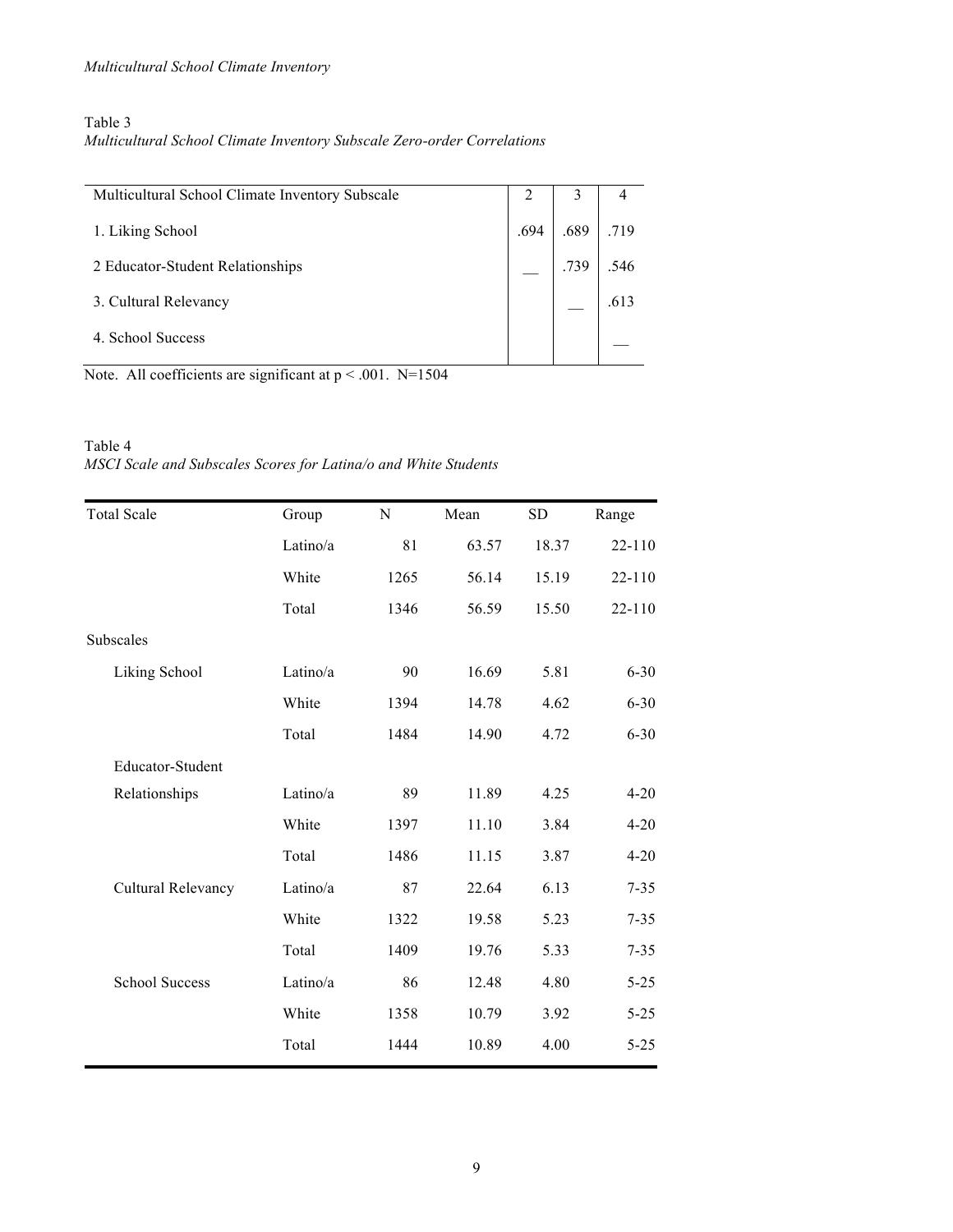Table 3

*Multicultural School Climate Inventory Subscale Zero-order Correlations*

| Multicultural School Climate Inventory Subscale | 2 | 3 | 4 |
|---|---|---|---|
| 1. Liking School | .694 | .689 | .719 |
| 2 Educator-Student Relationships | __ | .739 | .546 |
| 3. Cultural Relevancy | | __ | .613 |
| 4. School Success | | | __ |

Note. All coefficients are significant at $p < .001$. N=1504

Table 4

*MSCI Scale and Subscales Scores for Latina/o and White Students*

| Total Scale | Group | N | Mean | SD | Range |
|---|---|---|---|---|---|
| | Latino/a | 81 | 63.57 | 18.37 | 22-110 |
| | White | 1265 | 56.14 | 15.19 | 22-110 |
| | Total | 1346 | 56.59 | 15.50 | 22-110 |
| Subscales | | | | | |
| Liking School | Latino/a | 90 | 16.69 | 5.81 | 6-30 |
| | White | 1394 | 14.78 | 4.62 | 6-30 |
| | Total | 1484 | 14.90 | 4.72 | 6-30 |
| Educator-Student Relationships | Latino/a | 89 | 11.89 | 4.25 | 4-20 |
| | White | 1397 | 11.10 | 3.84 | 4-20 |
| | Total | 1486 | 11.15 | 3.87 | 4-20 |
| Cultural Relevancy | Latino/a | 87 | 22.64 | 6.13 | 7-35 |
| | White | 1322 | 19.58 | 5.23 | 7-35 |
| | Total | 1409 | 19.76 | 5.33 | 7-35 |
| School Success | Latino/a | 86 | 12.48 | 4.80 | 5-25 |
| | White | 1358 | 10.79 | 3.92 | 5-25 |
| | Total | 1444 | 10.89 | 4.00 | 5-25 |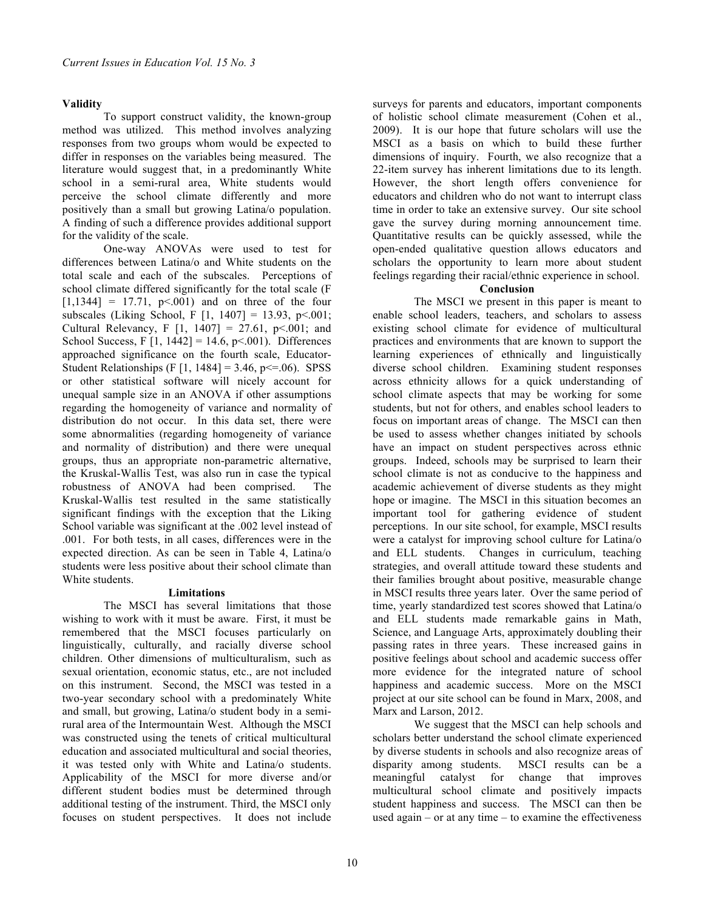**Validity**

To support construct validity, the known-group method was utilized. This method involves analyzing responses from two groups whom would be expected to differ in responses on the variables being measured. The literature would suggest that, in a predominantly White school in a semi-rural area, White students would perceive the school climate differently and more positively than a small but growing Latina/o population. A finding of such a difference provides additional support for the validity of the scale.

One-way ANOVAs were used to test for differences between Latina/o and White students on the total scale and each of the subscales. Perceptions of school climate differed significantly for the total scale ($F [1,1344] = 17.71$, $p<.001$) and on three of the four subscales (Liking School, $F [1, 1407] = 13.93$, $p<.001$; Cultural Relevancy, $F [1, 1407] = 27.61$, $p<.001$; and School Success, $F [1, 1442] = 14.6$, $p<.001$). Differences approached significance on the fourth scale, Educator-Student Relationships ($F [1, 1484] = 3.46$, $p<=.06$). SPSS or other statistical software will nicely account for unequal sample size in an ANOVA if other assumptions regarding the homogeneity of variance and normality of distribution do not occur. In this data set, there were some abnormalities (regarding homogeneity of variance and normality of distribution) and there were unequal groups, thus an appropriate non-parametric alternative, the Kruskal-Wallis Test, was also run in case the typical robustness of ANOVA had been comprised. The Kruskal-Wallis test resulted in the same statistically significant findings with the exception that the Liking School variable was significant at the .002 level instead of .001. For both tests, in all cases, differences were in the expected direction. As can be seen in Table 4, Latina/o students were less positive about their school climate than White students.

## Limitations

The MSCI has several limitations that those wishing to work with it must be aware. First, it must be remembered that the MSCI focuses particularly on linguistically, culturally, and racially diverse school children. Other dimensions of multiculturalism, such as sexual orientation, economic status, etc., are not included on this instrument. Second, the MSCI was tested in a two-year secondary school with a predominately White and small, but growing, Latina/o student body in a semi-rural area of the Intermountain West. Although the MSCI was constructed using the tenets of critical multicultural education and associated multicultural and social theories, it was tested only with White and Latina/o students. Applicability of the MSCI for more diverse and/or different student bodies must be determined through additional testing of the instrument. Third, the MSCI only focuses on student perspectives. It does not include surveys for parents and educators, important components of holistic school climate measurement (Cohen et al., 2009). It is our hope that future scholars will use the MSCI as a basis on which to build these further dimensions of inquiry. Fourth, we also recognize that a 22-item survey has inherent limitations due to its length. However, the short length offers convenience for educators and children who do not want to interrupt class time in order to take an extensive survey. Our site school gave the survey during morning announcement time. Quantitative results can be quickly assessed, while the open-ended qualitative question allows educators and scholars the opportunity to learn more about student feelings regarding their racial/ethnic experience in school.

## Conclusion

The MSCI we present in this paper is meant to enable school leaders, teachers, and scholars to assess existing school climate for evidence of multicultural practices and environments that are known to support the learning experiences of ethnically and linguistically diverse school children. Examining student responses across ethnicity allows for a quick understanding of school climate aspects that may be working for some students, but not for others, and enables school leaders to focus on important areas of change. The MSCI can then be used to assess whether changes initiated by schools have an impact on student perspectives across ethnic groups. Indeed, schools may be surprised to learn their school climate is not as conducive to the happiness and academic achievement of diverse students as they might hope or imagine. The MSCI in this situation becomes an important tool for gathering evidence of student perceptions. In our site school, for example, MSCI results were a catalyst for improving school culture for Latina/o and ELL students. Changes in curriculum, teaching strategies, and overall attitude toward these students and their families brought about positive, measurable change in MSCI results three years later. Over the same period of time, yearly standardized test scores showed that Latina/o and ELL students made remarkable gains in Math, Science, and Language Arts, approximately doubling their passing rates in three years. These increased gains in positive feelings about school and academic success offer more evidence for the integrated nature of school happiness and academic success. More on the MSCI project at our site school can be found in Marx, 2008, and Marx and Larson, 2012.

We suggest that the MSCI can help schools and scholars better understand the school climate experienced by diverse students in schools and also recognize areas of disparity among students. MSCI results can be a meaningful catalyst for change that improves multicultural school climate and positively impacts student happiness and success. The MSCI can then be used again – or at any time – to examine the effectiveness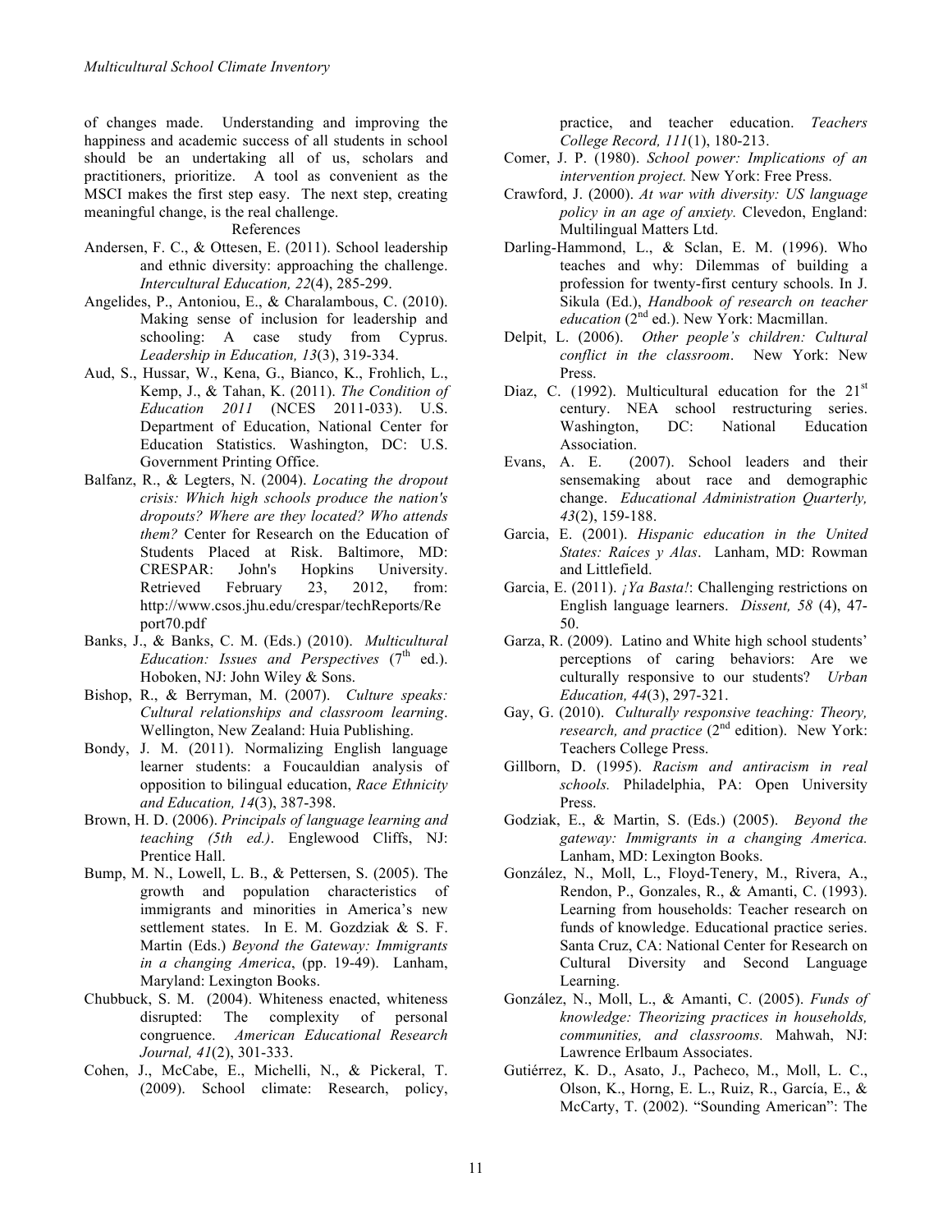of changes made. Understanding and improving the happiness and academic success of all students in school should be an undertaking all of us, scholars and practitioners, prioritize. A tool as convenient as the MSCI makes the first step easy. The next step, creating meaningful change, is the real challenge.

## References

Andersen, F. C., & Ottesen, E. (2011). School leadership and ethnic diversity: approaching the challenge. *Intercultural Education, 22*(4), 285-299.

Angelides, P., Antoniou, E., & Charalambous, C. (2010). Making sense of inclusion for leadership and schooling: A case study from Cyprus. *Leadership in Education, 13*(3), 319-334.

Aud, S., Hussar, W., Kena, G., Bianco, K., Frohlich, L., Kemp, J., & Tahan, K. (2011). *The Condition of Education 2011* (NCES 2011-033). U.S. Department of Education, National Center for Education Statistics. Washington, DC: U.S. Government Printing Office.

Balfanz, R., & Legters, N. (2004). *Locating the dropout crisis: Which high schools produce the nation's dropouts? Where are they located? Who attends them?* Center for Research on the Education of Students Placed at Risk. Baltimore, MD: CRESPAR: John's Hopkins University. Retrieved February 23, 2012, from: http://www.csos.jhu.edu/crespar/techReports/Report70.pdf

Banks, J., & Banks, C. M. (Eds.) (2010). *Multicultural Education: Issues and Perspectives* (7th ed.). Hoboken, NJ: John Wiley & Sons.

Bishop, R., & Berryman, M. (2007). *Culture speaks: Cultural relationships and classroom learning*. Wellington, New Zealand: Huia Publishing.

Bondy, J. M. (2011). Normalizing English language learner students: a Foucauldian analysis of opposition to bilingual education, *Race Ethnicity and Education, 14*(3), 387-398.

Brown, H. D. (2006). *Principals of language learning and teaching (5th ed.)*. Englewood Cliffs, NJ: Prentice Hall.

Bump, M. N., Lowell, L. B., & Pettersen, S. (2005). The growth and population characteristics of immigrants and minorities in America's new settlement states. In E. M. Gozdziak & S. F. Martin (Eds.) *Beyond the Gateway: Immigrants in a changing America*, (pp. 19-49). Lanham, Maryland: Lexington Books.

Chubbuck, S. M. (2004). Whiteness enacted, whiteness disrupted: The complexity of personal congruence. *American Educational Research Journal, 41*(2), 301-333.

Cohen, J., McCabe, E., Michelli, N., & Pickeral, T. (2009). School climate: Research, policy, practice, and teacher education. *Teachers College Record, 111*(1), 180-213.

Comer, J. P. (1980). *School power: Implications of an intervention project.* New York: Free Press.

Crawford, J. (2000). *At war with diversity: US language policy in an age of anxiety.* Clevedon, England: Multilingual Matters Ltd.

Darling-Hammond, L., & Sclan, E. M. (1996). Who teaches and why: Dilemmas of building a profession for twenty-first century schools. In J. Sikula (Ed.), *Handbook of research on teacher education* (2nd ed.). New York: Macmillan.

Delpit, L. (2006). *Other people's children: Cultural conflict in the classroom*. New York: New Press.

Diaz, C. (1992). Multicultural education for the 21st century. NEA school restructuring series. Washington, DC: National Education Association.

Evans, A. E. (2007). School leaders and their sensemaking about race and demographic change. *Educational Administration Quarterly, 43*(2), 159-188.

Garcia, E. (2001). *Hispanic education in the United States: Raíces y Alas*. Lanham, MD: Rowman and Littlefield.

Garcia, E. (2011). *¡Ya Basta!*: Challenging restrictions on English language learners. *Dissent, 58* (4), 47-50.

Garza, R. (2009). Latino and White high school students' perceptions of caring behaviors: Are we culturally responsive to our students? *Urban Education, 44*(3), 297-321.

Gay, G. (2010). *Culturally responsive teaching: Theory, research, and practice* (2nd edition). New York: Teachers College Press.

Gillborn, D. (1995). *Racism and antiracism in real schools.* Philadelphia, PA: Open University Press.

Godziak, E., & Martin, S. (Eds.) (2005). *Beyond the gateway: Immigrants in a changing America.* Lanham, MD: Lexington Books.

González, N., Moll, L., Floyd-Tenery, M., Rivera, A., Rendon, P., Gonzales, R., & Amanti, C. (1993). Learning from households: Teacher research on funds of knowledge. Educational practice series. Santa Cruz, CA: National Center for Research on Cultural Diversity and Second Language Learning.

González, N., Moll, L., & Amanti, C. (2005). *Funds of knowledge: Theorizing practices in households, communities, and classrooms.* Mahwah, NJ: Lawrence Erlbaum Associates.

Gutiérrez, K. D., Asato, J., Pacheco, M., Moll, L. C., Olson, K., Horng, E. L., Ruiz, R., García, E., & McCarty, T. (2002). "Sounding American": The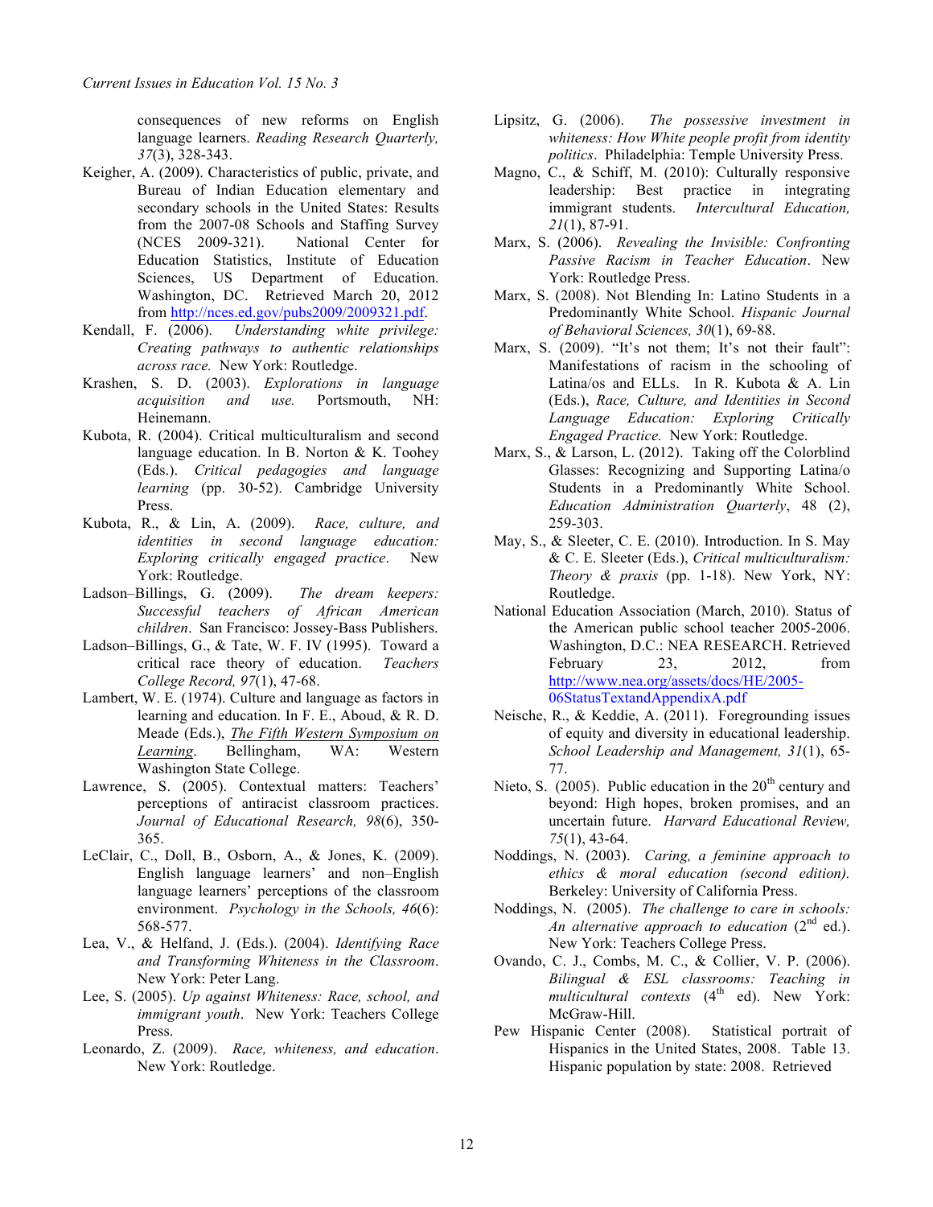consequences of new reforms on English language learners. *Reading Research Quarterly, 37*(3), 328-343.

Keigher, A. (2009). Characteristics of public, private, and Bureau of Indian Education elementary and secondary schools in the United States: Results from the 2007-08 Schools and Staffing Survey (NCES 2009-321). National Center for Education Statistics, Institute of Education Sciences, US Department of Education. Washington, DC. Retrieved March 20, 2012 from http://nces.ed.gov/pubs2009/2009321.pdf.

Kendall, F. (2006). *Understanding white privilege: Creating pathways to authentic relationships across race.* New York: Routledge.

Krashen, S. D. (2003). *Explorations in language acquisition and use.* Portsmouth, NH: Heinemann.

Kubota, R. (2004). Critical multiculturalism and second language education. In B. Norton & K. Toohey (Eds.). *Critical pedagogies and language learning* (pp. 30-52). Cambridge University Press.

Kubota, R., & Lin, A. (2009). *Race, culture, and identities in second language education: Exploring critically engaged practice*. New York: Routledge.

Ladson–Billings, G. (2009). *The dream keepers: Successful teachers of African American children*. San Francisco: Jossey-Bass Publishers.

Ladson–Billings, G., & Tate, W. F. IV (1995). Toward a critical race theory of education. *Teachers College Record, 97*(1), 47-68.

Lambert, W. E. (1974). Culture and language as factors in learning and education. In F. E., Aboud, & R. D. Meade (Eds.), The Fifth Western Symposium on Learning. Bellingham, WA: Western Washington State College.

Lawrence, S. (2005). Contextual matters: Teachers' perceptions of antiracist classroom practices. *Journal of Educational Research, 98*(6), 350-365.

LeClair, C., Doll, B., Osborn, A., & Jones, K. (2009). English language learners' and non–English language learners' perceptions of the classroom environment. *Psychology in the Schools, 46*(6): 568-577.

Lea, V., & Helfand, J. (Eds.). (2004). *Identifying Race and Transforming Whiteness in the Classroom*. New York: Peter Lang.

Lee, S. (2005). *Up against Whiteness: Race, school, and immigrant youth*. New York: Teachers College Press.

Leonardo, Z. (2009). *Race, whiteness, and education*. New York: Routledge.

Lipsitz, G. (2006). *The possessive investment in whiteness: How White people profit from identity politics*. Philadelphia: Temple University Press.

Magno, C., & Schiff, M. (2010): Culturally responsive leadership: Best practice in integrating immigrant students. *Intercultural Education, 21*(1), 87-91.

Marx, S. (2006). *Revealing the Invisible: Confronting Passive Racism in Teacher Education*. New York: Routledge Press.

Marx, S. (2008). Not Blending In: Latino Students in a Predominantly White School. *Hispanic Journal of Behavioral Sciences, 30*(1), 69-88.

Marx, S. (2009). "It's not them; It's not their fault": Manifestations of racism in the schooling of Latina/os and ELLs. In R. Kubota & A. Lin (Eds.), *Race, Culture, and Identities in Second Language Education: Exploring Critically Engaged Practice.* New York: Routledge.

Marx, S., & Larson, L. (2012). Taking off the Colorblind Glasses: Recognizing and Supporting Latina/o Students in a Predominantly White School. *Education Administration Quarterly*, 48 (2), 259-303.

May, S., & Sleeter, C. E. (2010). Introduction. In S. May & C. E. Sleeter (Eds.), *Critical multiculturalism: Theory & praxis* (pp. 1-18). New York, NY: Routledge.

National Education Association (March, 2010). Status of the American public school teacher 2005-2006. Washington, D.C.: NEA RESEARCH. Retrieved February 23, 2012, from http://www.nea.org/assets/docs/HE/2005-06StatusTextandAppendixA.pdf

Neische, R., & Keddie, A. (2011). Foregrounding issues of equity and diversity in educational leadership. *School Leadership and Management, 31*(1), 65-77.

Nieto, S. (2005). Public education in the 20th century and beyond: High hopes, broken promises, and an uncertain future. *Harvard Educational Review, 75*(1), 43-64.

Noddings, N. (2003). *Caring, a feminine approach to ethics & moral education (second edition).* Berkeley: University of California Press.

Noddings, N. (2005). *The challenge to care in schools: An alternative approach to education* (2nd ed.). New York: Teachers College Press.

Ovando, C. J., Combs, M. C., & Collier, V. P. (2006). *Bilingual & ESL classrooms: Teaching in multicultural contexts* (4th ed). New York: McGraw-Hill.

Pew Hispanic Center (2008). Statistical portrait of Hispanics in the United States, 2008. Table 13. Hispanic population by state: 2008. Retrieved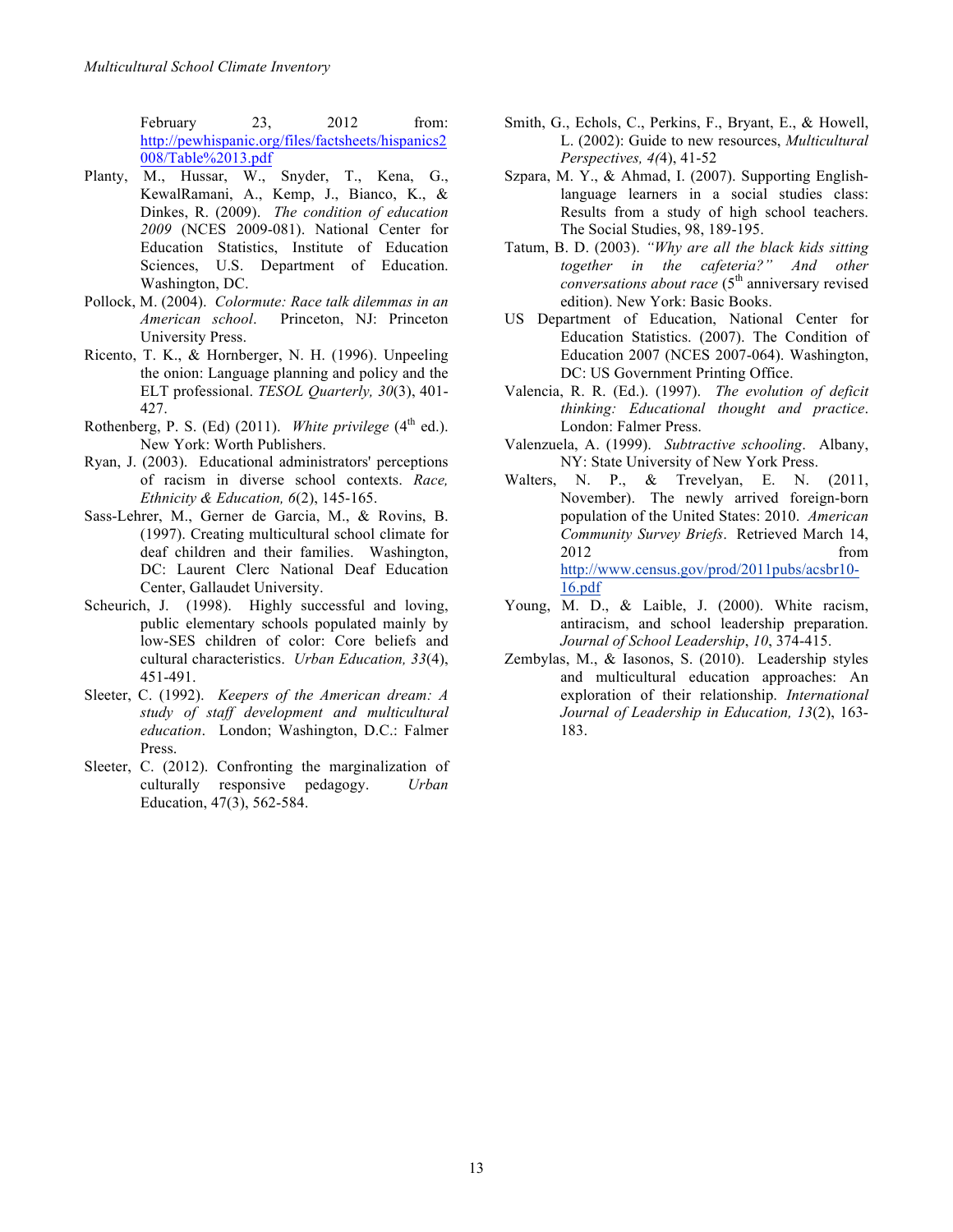February 23, 2012 from: http://pewhispanic.org/files/factsheets/hispanics2008/Table%2013.pdf

Planty, M., Hussar, W., Snyder, T., Kena, G., KewalRamani, A., Kemp, J., Bianco, K., & Dinkes, R. (2009). *The condition of education 2009* (NCES 2009-081). National Center for Education Statistics, Institute of Education Sciences, U.S. Department of Education. Washington, DC.

Pollock, M. (2004). *Colormute: Race talk dilemmas in an American school*. Princeton, NJ: Princeton University Press.

Ricento, T. K., & Hornberger, N. H. (1996). Unpeeling the onion: Language planning and policy and the ELT professional. *TESOL Quarterly, 30*(3), 401-427.

Rothenberg, P. S. (Ed) (2011). *White privilege* (4th ed.). New York: Worth Publishers.

Ryan, J. (2003). Educational administrators' perceptions of racism in diverse school contexts. *Race, Ethnicity & Education, 6*(2), 145-165.

Sass-Lehrer, M., Gerner de Garcia, M., & Rovins, B. (1997). Creating multicultural school climate for deaf children and their families. Washington, DC: Laurent Clerc National Deaf Education Center, Gallaudet University.

Scheurich, J. (1998). Highly successful and loving, public elementary schools populated mainly by low-SES children of color: Core beliefs and cultural characteristics. *Urban Education, 33*(4), 451-491.

Sleeter, C. (1992). *Keepers of the American dream: A study of staff development and multicultural education*. London; Washington, D.C.: Falmer Press.

Sleeter, C. (2012). Confronting the marginalization of culturally responsive pedagogy. *Urban* Education, 47(3), 562-584.

Smith, G., Echols, C., Perkins, F., Bryant, E., & Howell, L. (2002): Guide to new resources, *Multicultural Perspectives, 4(*4), 41-52

Szpara, M. Y., & Ahmad, I. (2007). Supporting English-language learners in a social studies class: Results from a study of high school teachers. The Social Studies, 98, 189-195.

Tatum, B. D. (2003). *"Why are all the black kids sitting together in the cafeteria?" And other conversations about race* (5th anniversary revised edition). New York: Basic Books.

US Department of Education, National Center for Education Statistics. (2007). The Condition of Education 2007 (NCES 2007-064). Washington, DC: US Government Printing Office.

Valencia, R. R. (Ed.). (1997). *The evolution of deficit thinking: Educational thought and practice*. London: Falmer Press.

Valenzuela, A. (1999). *Subtractive schooling*. Albany, NY: State University of New York Press.

Walters, N. P., & Trevelyan, E. N. (2011, November). The newly arrived foreign-born population of the United States: 2010. *American Community Survey Briefs*. Retrieved March 14, 2012 from http://www.census.gov/prod/2011pubs/acsbr10-16.pdf

Young, M. D., & Laible, J. (2000). White racism, antiracism, and school leadership preparation. *Journal of School Leadership*, *10*, 374-415.

Zembylas, M., & Iasonos, S. (2010). Leadership styles and multicultural education approaches: An exploration of their relationship. *International Journal of Leadership in Education, 13*(2), 163-183.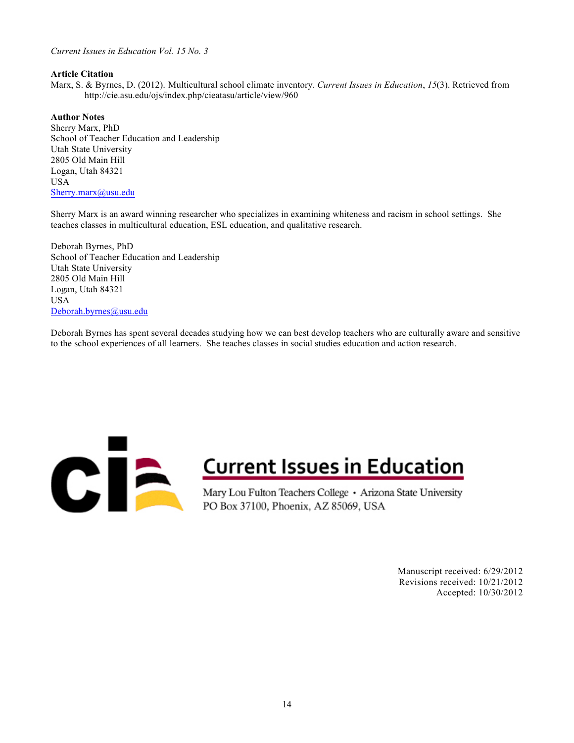*Current Issues in Education Vol. 15 No. 3*

**Article Citation**

Marx, S. & Byrnes, D. (2012). Multicultural school climate inventory. *Current Issues in Education*, *15*(3). Retrieved from http://cie.asu.edu/ojs/index.php/cieatasu/article/view/960

**Author Notes**

Sherry Marx, PhD
School of Teacher Education and Leadership
Utah State University
2805 Old Main Hill
Logan, Utah 84321
USA
Sherry.marx@usu.edu

Sherry Marx is an award winning researcher who specializes in examining whiteness and racism in school settings. She teaches classes in multicultural education, ESL education, and qualitative research.

Deborah Byrnes, PhD
School of Teacher Education and Leadership
Utah State University
2805 Old Main Hill
Logan, Utah 84321
USA
Deborah.byrnes@usu.edu

Deborah Byrnes has spent several decades studying how we can best develop teachers who are culturally aware and sensitive to the school experiences of all learners. She teaches classes in social studies education and action research.

Current Issues in Education
Mary Lou Fulton Teachers College • Arizona State University
PO Box 37100, Phoenix, AZ 85069, USA

Manuscript received: 6/29/2012
Revisions received: 10/21/2012
Accepted: 10/30/2012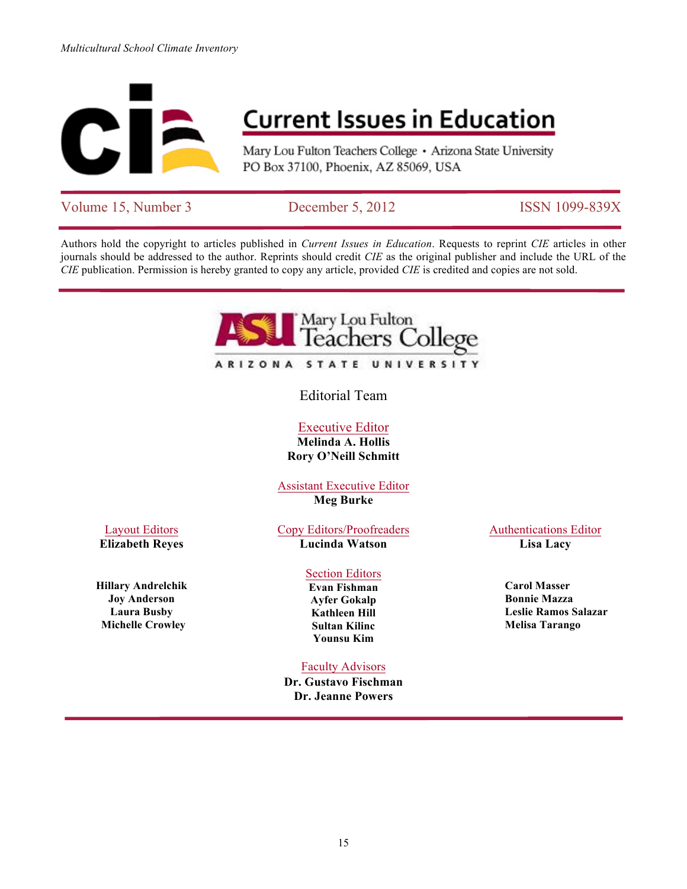# Current Issues in Education

Mary Lou Fulton Teachers College • Arizona State University
PO Box 37100, Phoenix, AZ 85069, USA

Volume 15, Number 3 December 5, 2012 ISSN 1099-839X

Authors hold the copyright to articles published in *Current Issues in Education*. Requests to reprint *CIE* articles in other journals should be addressed to the author. Reprints should credit *CIE* as the original publisher and include the URL of the *CIE* publication. Permission is hereby granted to copy any article, provided *CIE* is credited and copies are not sold.

Mary Lou Fulton Teachers College
ARIZONA STATE UNIVERSITY

## Editorial Team

Executive Editor
**Melinda A. Hollis**
**Rory O'Neill Schmitt**

Assistant Executive Editor
**Meg Burke**

Layout Editors
**Elizabeth Reyes**

Copy Editors/Proofreaders
**Lucinda Watson**

Authentications Editor
**Lisa Lacy**

**Hillary Andrelchik**
**Joy Anderson**
**Laura Busby**
**Michelle Crowley**

Section Editors
**Evan Fishman**
**Ayfer Gokalp**
**Kathleen Hill**
**Sultan Kilinc**
**Younsu Kim**

**Carol Masser**
**Bonnie Mazza**
**Leslie Ramos Salazar**
**Melisa Tarango**

Faculty Advisors
**Dr. Gustavo Fischman**
**Dr. Jeanne Powers**